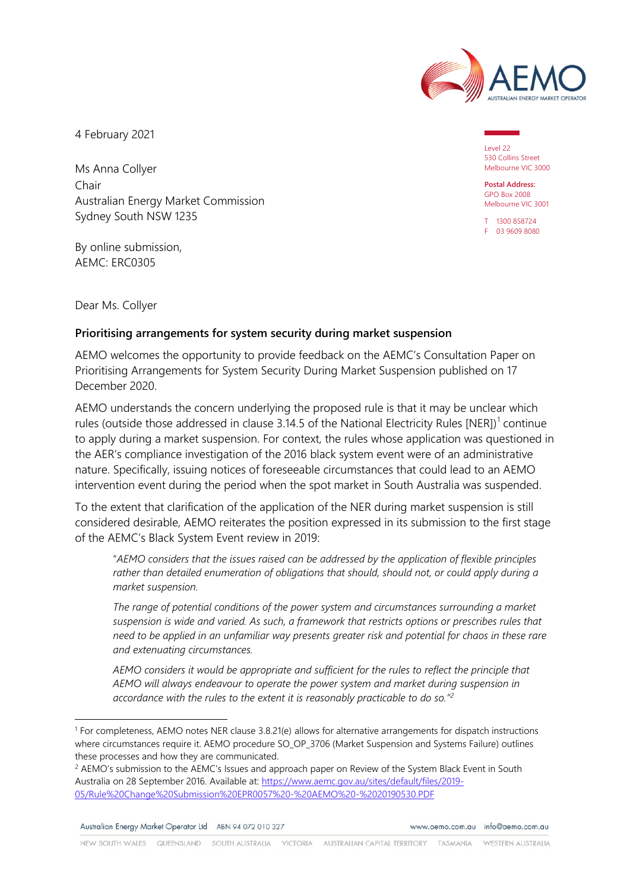4 February 2021

Level 22
530 Collins Street
Melbourne VIC 3000

**Postal Address:**
GPO Box 2008
Melbourne VIC 3001

T 1300 858724
F 03 9609 8080

Ms Anna Collyer
Chair
Australian Energy Market Commission
Sydney South NSW 1235

By online submission,
AEMC: ERC0305

Dear Ms. Collyer

**Prioritising arrangements for system security during market suspension**

AEMO welcomes the opportunity to provide feedback on the AEMC's Consultation Paper on Prioritising Arrangements for System Security During Market Suspension published on 17 December 2020.

AEMO understands the concern underlying the proposed rule is that it may be unclear which rules (outside those addressed in clause 3.14.5 of the National Electricity Rules [NER])[1] continue to apply during a market suspension. For context, the rules whose application was questioned in the AER's compliance investigation of the 2016 black system event were of an administrative nature. Specifically, issuing notices of foreseeable circumstances that could lead to an AEMO intervention event during the period when the spot market in South Australia was suspended.

To the extent that clarification of the application of the NER during market suspension is still considered desirable, AEMO reiterates the position expressed in its submission to the first stage of the AEMC's Black System Event review in 2019:

> *"AEMO considers that the issues raised can be addressed by the application of flexible principles rather than detailed enumeration of obligations that should, should not, or could apply during a market suspension.*
>
> *The range of potential conditions of the power system and circumstances surrounding a market suspension is wide and varied. As such, a framework that restricts options or prescribes rules that need to be applied in an unfamiliar way presents greater risk and potential for chaos in these rare and extenuating circumstances.*
>
> *AEMO considers it would be appropriate and sufficient for the rules to reflect the principle that AEMO will always endeavour to operate the power system and market during suspension in accordance with the rules to the extent it is reasonably practicable to do so."*[2]

---

[1] For completeness, AEMO notes NER clause 3.8.21(e) allows for alternative arrangements for dispatch instructions where circumstances require it. AEMO procedure SO_OP_3706 (Market Suspension and Systems Failure) outlines these processes and how they are communicated.

[2] AEMO's submission to the AEMC's Issues and approach paper on Review of the System Black Event in South Australia on 28 September 2016. Available at: https://www.aemc.gov.au/sites/default/files/2019-05/Rule%20Change%20Submission%20EPR0057%20-%20AEMO%20-%2020190530.PDF

Australian Energy Market Operator Ltd ABN 94 072 010 327 www.aemo.com.au info@aemo.com.au

NEW SOUTH WALES QUEENSLAND SOUTH AUSTRALIA VICTORIA AUSTRALIAN CAPITAL TERRITORY TASMANIA WESTERN AUSTRALIA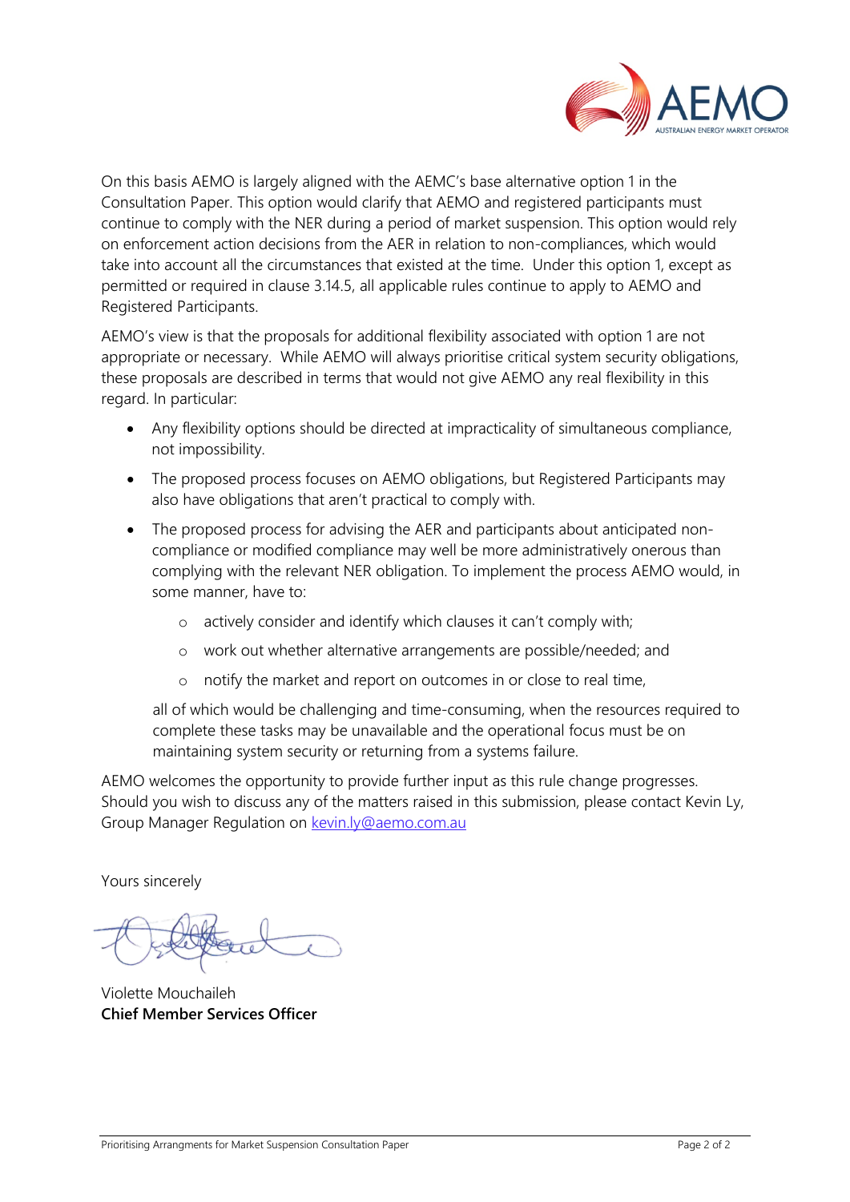On this basis AEMO is largely aligned with the AEMC's base alternative option 1 in the Consultation Paper. This option would clarify that AEMO and registered participants must continue to comply with the NER during a period of market suspension. This option would rely on enforcement action decisions from the AER in relation to non-compliances, which would take into account all the circumstances that existed at the time. Under this option 1, except as permitted or required in clause 3.14.5, all applicable rules continue to apply to AEMO and Registered Participants.

AEMO's view is that the proposals for additional flexibility associated with option 1 are not appropriate or necessary. While AEMO will always prioritise critical system security obligations, these proposals are described in terms that would not give AEMO any real flexibility in this regard. In particular:

- Any flexibility options should be directed at impracticality of simultaneous compliance, not impossibility.
- The proposed process focuses on AEMO obligations, but Registered Participants may also have obligations that aren't practical to comply with.
- The proposed process for advising the AER and participants about anticipated non-compliance or modified compliance may well be more administratively onerous than complying with the relevant NER obligation. To implement the process AEMO would, in some manner, have to:
    - actively consider and identify which clauses it can't comply with;
    - work out whether alternative arrangements are possible/needed; and
    - notify the market and report on outcomes in or close to real time,

  all of which would be challenging and time-consuming, when the resources required to complete these tasks may be unavailable and the operational focus must be on maintaining system security or returning from a systems failure.

AEMO welcomes the opportunity to provide further input as this rule change progresses. Should you wish to discuss any of the matters raised in this submission, please contact Kevin Ly, Group Manager Regulation on kevin.ly@aemo.com.au

Yours sincerely

Violette Mouchaileh
**Chief Member Services Officer**